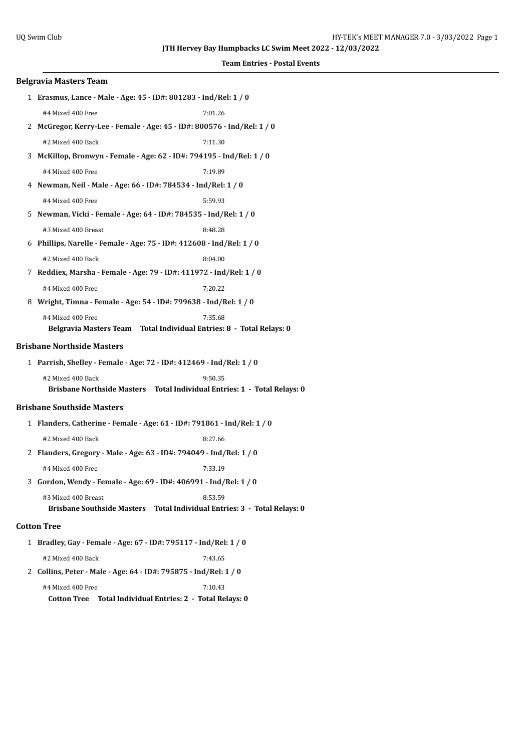**JTH Hervey Bay Humpbacks LC Swim Meet 2022 - 12/03/2022**

**Team Entries - Postal Events**

### Belgravia Masters Team

1 **Erasmus, Lance - Male - Age: 45 - ID#: 801283 - Ind/Rel: 1 / 0**

#4 Mixed 400 Free 7:01.26

2 **McGregor, Kerry-Lee - Female - Age: 45 - ID#: 800576 - Ind/Rel: 1 / 0**

#2 Mixed 400 Back 7:11.30

3 **McKillop, Bronwyn - Female - Age: 62 - ID#: 794195 - Ind/Rel: 1 / 0**

#4 Mixed 400 Free 7:19.89

4 **Newman, Neil - Male - Age: 66 - ID#: 784534 - Ind/Rel: 1 / 0**

#4 Mixed 400 Free 5:59.93

5 **Newman, Vicki - Female - Age: 64 - ID#: 784535 - Ind/Rel: 1 / 0**

#3 Mixed 400 Breast 8:48.28

6 **Phillips, Narelle - Female - Age: 75 - ID#: 412608 - Ind/Rel: 1 / 0**

#2 Mixed 400 Back 8:04.00

7 **Reddiex, Marsha - Female - Age: 79 - ID#: 411972 - Ind/Rel: 1 / 0**

#4 Mixed 400 Free 7:20.22

8 **Wright, Timna - Female - Age: 54 - ID#: 799638 - Ind/Rel: 1 / 0**

#4 Mixed 400 Free 7:35.68

**Belgravia Masters Team Total Individual Entries: 8 - Total Relays: 0**

### Brisbane Northside Masters

1 **Parrish, Shelley - Female - Age: 72 - ID#: 412469 - Ind/Rel: 1 / 0**

#2 Mixed 400 Back 9:50.35

**Brisbane Northside Masters Total Individual Entries: 1 - Total Relays: 0**

### Brisbane Southside Masters

1 **Flanders, Catherine - Female - Age: 61 - ID#: 791861 - Ind/Rel: 1 / 0**

#2 Mixed 400 Back 8:27.66

2 **Flanders, Gregory - Male - Age: 63 - ID#: 794049 - Ind/Rel: 1 / 0**

#4 Mixed 400 Free 7:33.19

3 **Gordon, Wendy - Female - Age: 69 - ID#: 406991 - Ind/Rel: 1 / 0**

#3 Mixed 400 Breast 8:53.59

**Brisbane Southside Masters Total Individual Entries: 3 - Total Relays: 0**

### Cotton Tree

1 **Bradley, Gay - Female - Age: 67 - ID#: 795117 - Ind/Rel: 1 / 0**

#2 Mixed 400 Back 7:43.65

2 **Collins, Peter - Male - Age: 64 - ID#: 795875 - Ind/Rel: 1 / 0**

#4 Mixed 400 Free 7:10.43

**Cotton Tree Total Individual Entries: 2 - Total Relays: 0**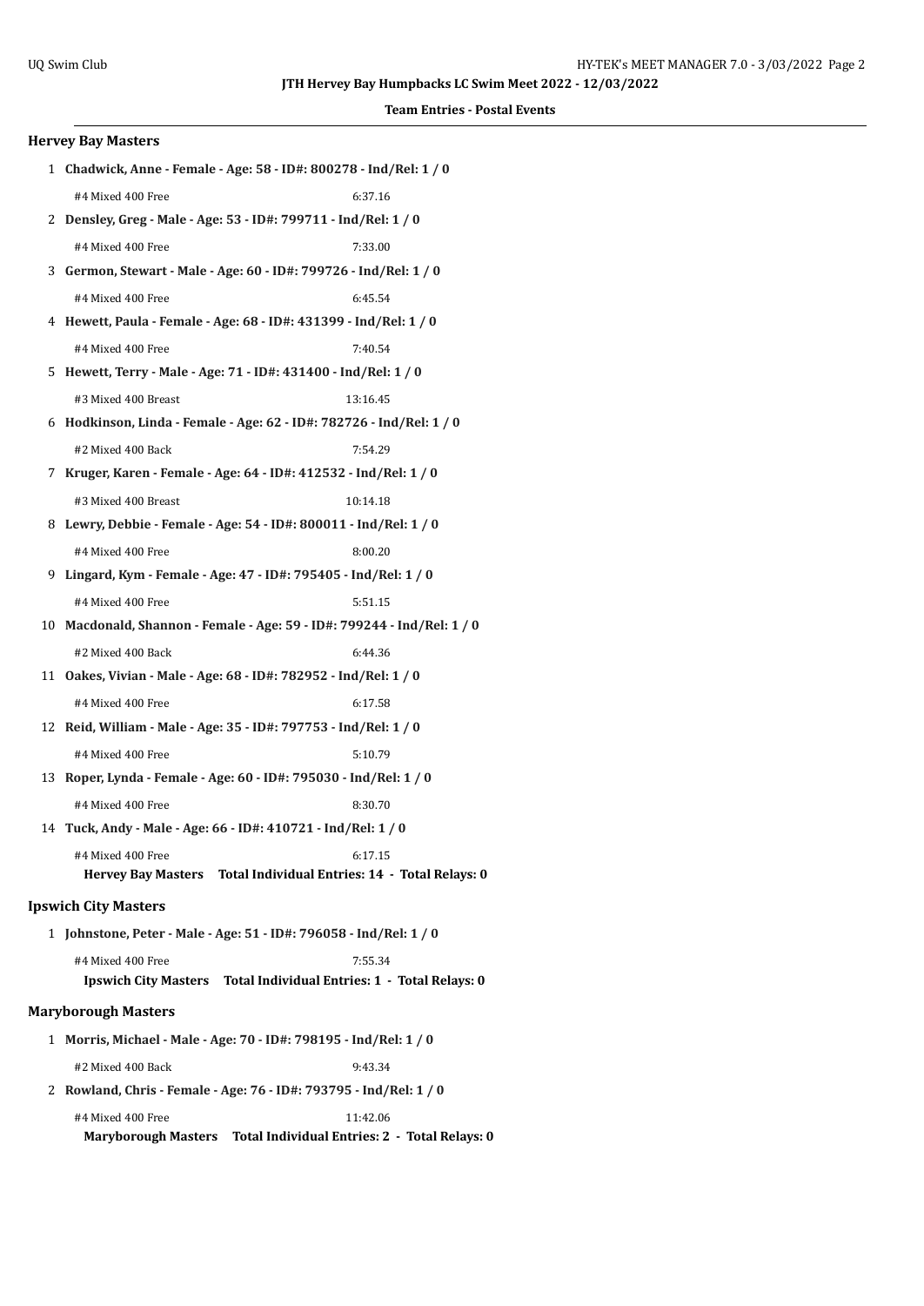JTH Hervey Bay Humpbacks LC Swim Meet 2022 - 12/03/2022

**Team Entries - Postal Events**

### Hervey Bay Masters

1 **Chadwick, Anne - Female - Age: 58 - ID#: 800278 - Ind/Rel: 1 / 0**

#4 Mixed 400 Free 6:37.16

2 **Densley, Greg - Male - Age: 53 - ID#: 799711 - Ind/Rel: 1 / 0**

#4 Mixed 400 Free 7:33.00

3 **Germon, Stewart - Male - Age: 60 - ID#: 799726 - Ind/Rel: 1 / 0**

#4 Mixed 400 Free 6:45.54

4 **Hewett, Paula - Female - Age: 68 - ID#: 431399 - Ind/Rel: 1 / 0**

#4 Mixed 400 Free 7:40.54

5 **Hewett, Terry - Male - Age: 71 - ID#: 431400 - Ind/Rel: 1 / 0**

#3 Mixed 400 Breast 13:16.45

6 **Hodkinson, Linda - Female - Age: 62 - ID#: 782726 - Ind/Rel: 1 / 0**

#2 Mixed 400 Back 7:54.29

7 **Kruger, Karen - Female - Age: 64 - ID#: 412532 - Ind/Rel: 1 / 0**

#3 Mixed 400 Breast 10:14.18

8 **Lewry, Debbie - Female - Age: 54 - ID#: 800011 - Ind/Rel: 1 / 0**

#4 Mixed 400 Free 8:00.20

9 **Lingard, Kym - Female - Age: 47 - ID#: 795405 - Ind/Rel: 1 / 0**

#4 Mixed 400 Free 5:51.15

10 **Macdonald, Shannon - Female - Age: 59 - ID#: 799244 - Ind/Rel: 1 / 0**

#2 Mixed 400 Back 6:44.36

11 **Oakes, Vivian - Male - Age: 68 - ID#: 782952 - Ind/Rel: 1 / 0**

#4 Mixed 400 Free 6:17.58

12 **Reid, William - Male - Age: 35 - ID#: 797753 - Ind/Rel: 1 / 0**

#4 Mixed 400 Free 5:10.79

13 **Roper, Lynda - Female - Age: 60 - ID#: 795030 - Ind/Rel: 1 / 0**

#4 Mixed 400 Free 8:30.70

14 **Tuck, Andy - Male - Age: 66 - ID#: 410721 - Ind/Rel: 1 / 0**

#4 Mixed 400 Free 6:17.15

**Hervey Bay Masters Total Individual Entries: 14 - Total Relays: 0**

### Ipswich City Masters

1 **Johnstone, Peter - Male - Age: 51 - ID#: 796058 - Ind/Rel: 1 / 0**

#4 Mixed 400 Free 7:55.34

**Ipswich City Masters Total Individual Entries: 1 - Total Relays: 0**

### Maryborough Masters

1 **Morris, Michael - Male - Age: 70 - ID#: 798195 - Ind/Rel: 1 / 0**

#2 Mixed 400 Back 9:43.34

2 **Rowland, Chris - Female - Age: 76 - ID#: 793795 - Ind/Rel: 1 / 0**

#4 Mixed 400 Free 11:42.06

**Maryborough Masters Total Individual Entries: 2 - Total Relays: 0**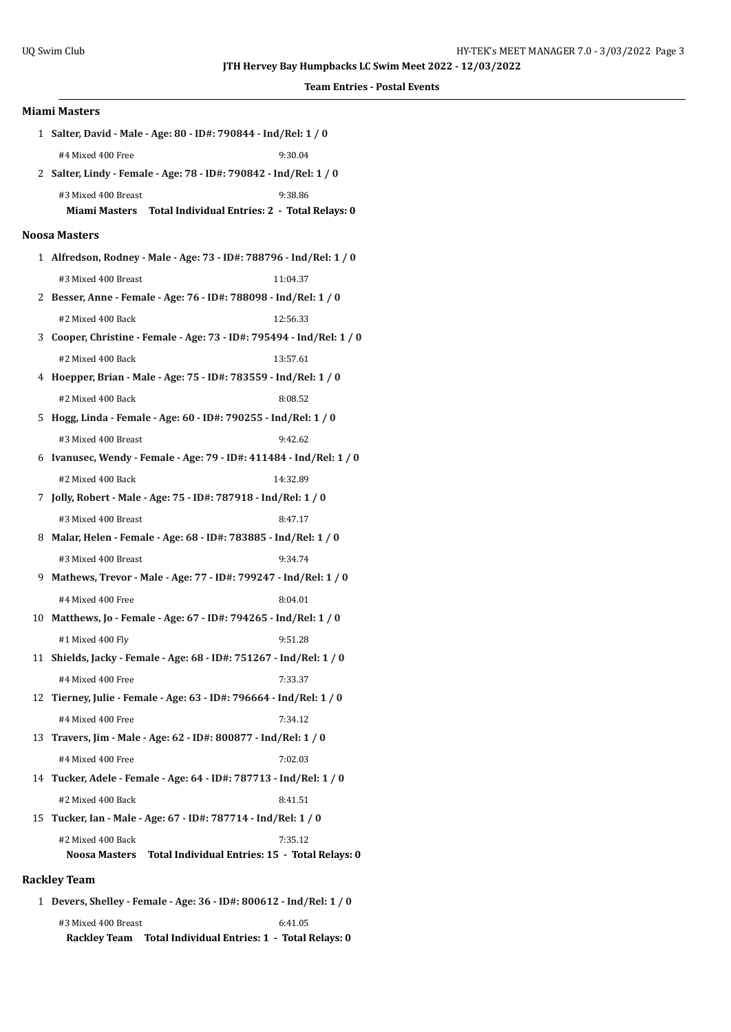**JTH Hervey Bay Humpbacks LC Swim Meet 2022 - 12/03/2022**

**Team Entries - Postal Events**

### Miami Masters

1 **Salter, David - Male - Age: 80 - ID#: 790844 - Ind/Rel: 1 / 0**

#4 Mixed 400 Free 9:30.04

2 **Salter, Lindy - Female - Age: 78 - ID#: 790842 - Ind/Rel: 1 / 0**

#3 Mixed 400 Breast 9:38.86

**Miami Masters Total Individual Entries: 2 - Total Relays: 0**

### Noosa Masters

1 **Alfredson, Rodney - Male - Age: 73 - ID#: 788796 - Ind/Rel: 1 / 0**

#3 Mixed 400 Breast 11:04.37

2 **Besser, Anne - Female - Age: 76 - ID#: 788098 - Ind/Rel: 1 / 0**

#2 Mixed 400 Back 12:56.33

3 **Cooper, Christine - Female - Age: 73 - ID#: 795494 - Ind/Rel: 1 / 0**

#2 Mixed 400 Back 13:57.61

4 **Hoepper, Brian - Male - Age: 75 - ID#: 783559 - Ind/Rel: 1 / 0**

#2 Mixed 400 Back 8:08.52

5 **Hogg, Linda - Female - Age: 60 - ID#: 790255 - Ind/Rel: 1 / 0**

#3 Mixed 400 Breast 9:42.62

6 **Ivanusec, Wendy - Female - Age: 79 - ID#: 411484 - Ind/Rel: 1 / 0**

#2 Mixed 400 Back 14:32.89

7 **Jolly, Robert - Male - Age: 75 - ID#: 787918 - Ind/Rel: 1 / 0**

#3 Mixed 400 Breast 8:47.17

8 **Malar, Helen - Female - Age: 68 - ID#: 783885 - Ind/Rel: 1 / 0**

#3 Mixed 400 Breast 9:34.74

9 **Mathews, Trevor - Male - Age: 77 - ID#: 799247 - Ind/Rel: 1 / 0**

#4 Mixed 400 Free 8:04.01

10 **Matthews, Jo - Female - Age: 67 - ID#: 794265 - Ind/Rel: 1 / 0**

#1 Mixed 400 Fly 9:51.28

11 **Shields, Jacky - Female - Age: 68 - ID#: 751267 - Ind/Rel: 1 / 0**

#4 Mixed 400 Free 7:33.37

12 **Tierney, Julie - Female - Age: 63 - ID#: 796664 - Ind/Rel: 1 / 0**

#4 Mixed 400 Free 7:34.12

13 **Travers, Jim - Male - Age: 62 - ID#: 800877 - Ind/Rel: 1 / 0**

#4 Mixed 400 Free 7:02.03

14 **Tucker, Adele - Female - Age: 64 - ID#: 787713 - Ind/Rel: 1 / 0**

#2 Mixed 400 Back 8:41.51

15 **Tucker, Ian - Male - Age: 67 - ID#: 787714 - Ind/Rel: 1 / 0**

#2 Mixed 400 Back 7:35.12

**Noosa Masters Total Individual Entries: 15 - Total Relays: 0**

### Rackley Team

1 **Devers, Shelley - Female - Age: 36 - ID#: 800612 - Ind/Rel: 1 / 0**

#3 Mixed 400 Breast 6:41.05

**Rackley Team Total Individual Entries: 1 - Total Relays: 0**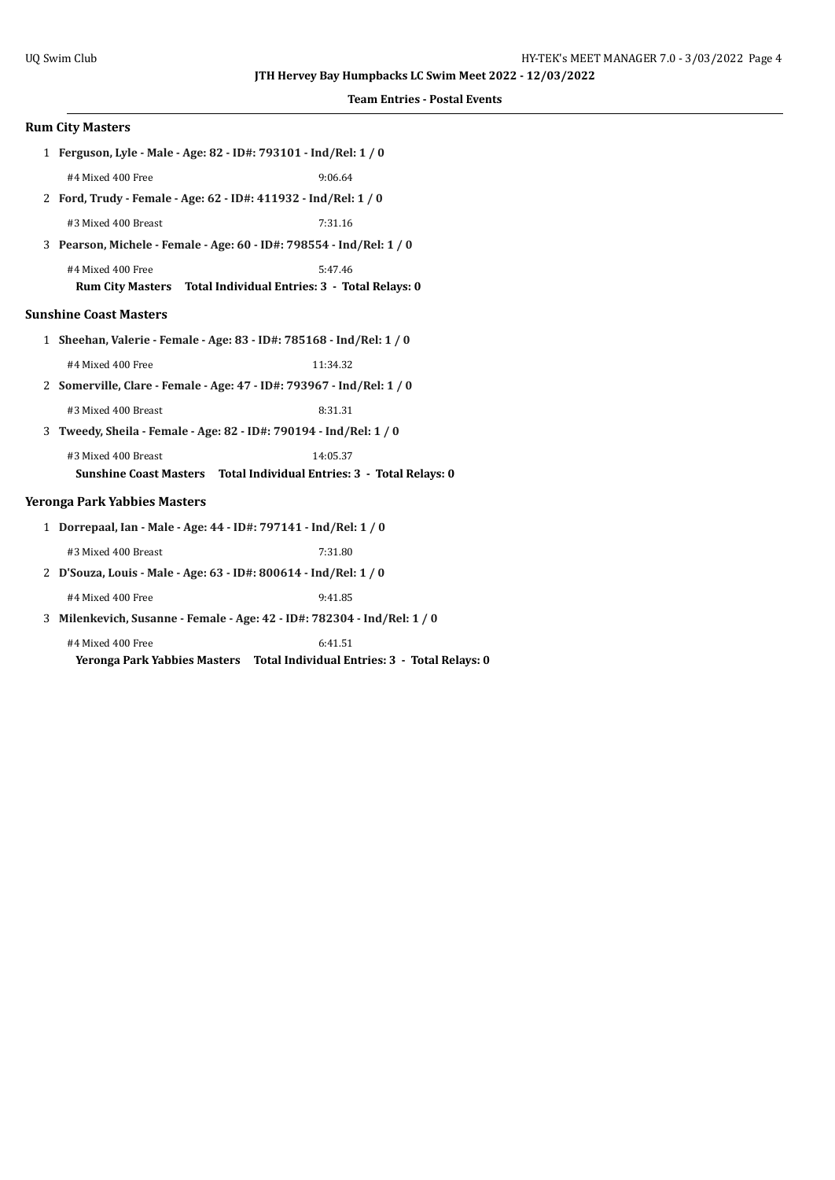## Rum City Masters

1 **Ferguson, Lyle - Male - Age: 82 - ID#: 793101 - Ind/Rel: 1 / 0**

#4 Mixed 400 Free 9:06.64

2 **Ford, Trudy - Female - Age: 62 - ID#: 411932 - Ind/Rel: 1 / 0**

#3 Mixed 400 Breast 7:31.16

3 **Pearson, Michele - Female - Age: 60 - ID#: 798554 - Ind/Rel: 1 / 0**

#4 Mixed 400 Free 5:47.46

**Rum City Masters Total Individual Entries: 3 - Total Relays: 0**

## Sunshine Coast Masters

1 **Sheehan, Valerie - Female - Age: 83 - ID#: 785168 - Ind/Rel: 1 / 0**

#4 Mixed 400 Free 11:34.32

2 **Somerville, Clare - Female - Age: 47 - ID#: 793967 - Ind/Rel: 1 / 0**

#3 Mixed 400 Breast 8:31.31

3 **Tweedy, Sheila - Female - Age: 82 - ID#: 790194 - Ind/Rel: 1 / 0**

#3 Mixed 400 Breast 14:05.37

**Sunshine Coast Masters Total Individual Entries: 3 - Total Relays: 0**

## Yeronga Park Yabbies Masters

1 **Dorrepaal, Ian - Male - Age: 44 - ID#: 797141 - Ind/Rel: 1 / 0**

#3 Mixed 400 Breast 7:31.80

2 **D'Souza, Louis - Male - Age: 63 - ID#: 800614 - Ind/Rel: 1 / 0**

#4 Mixed 400 Free 9:41.85

3 **Milenkevich, Susanne - Female - Age: 42 - ID#: 782304 - Ind/Rel: 1 / 0**

#4 Mixed 400 Free 6:41.51

**Yeronga Park Yabbies Masters Total Individual Entries: 3 - Total Relays: 0**